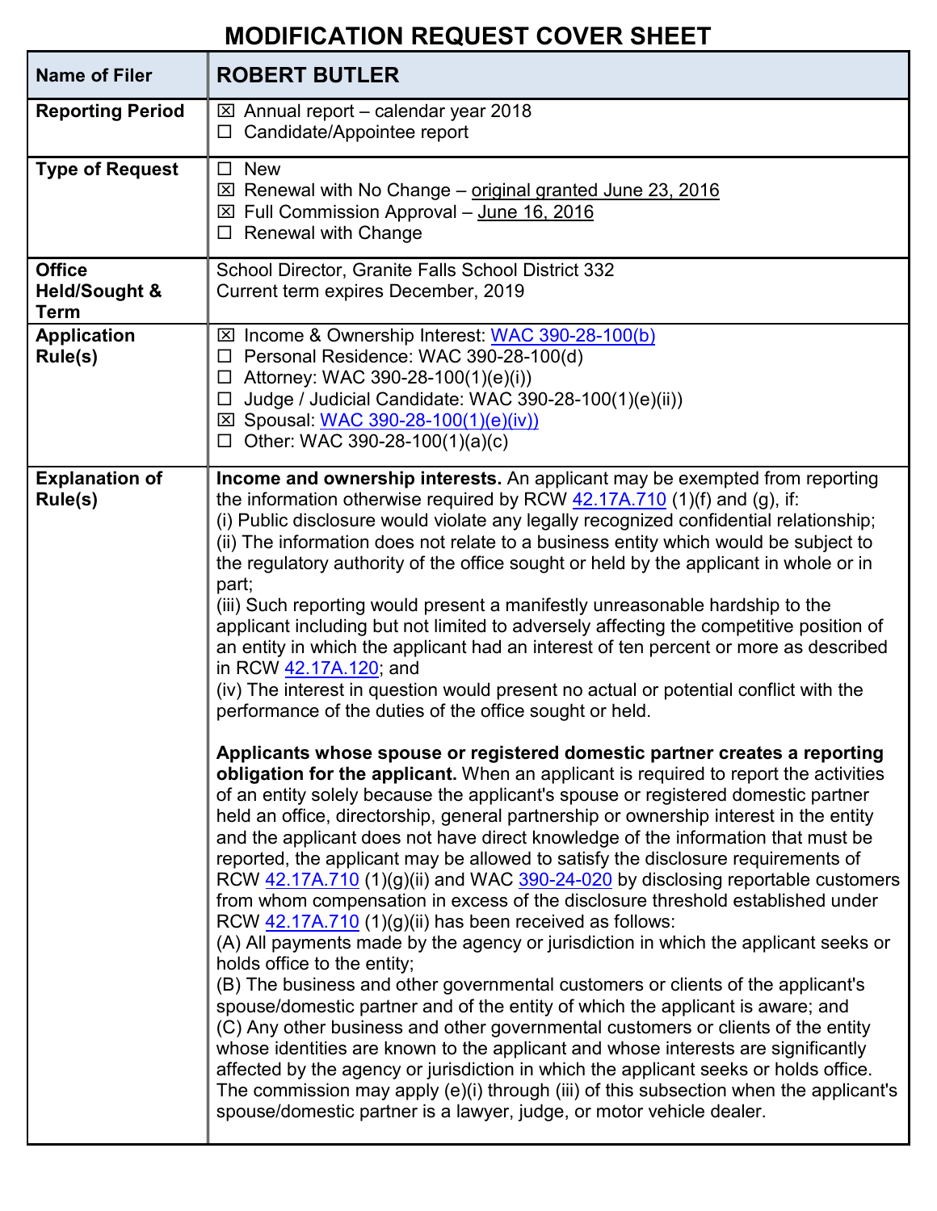# MODIFICATION REQUEST COVER SHEET

| Name of Filer | ROBERT BUTLER |
|---|---|
| Reporting Period | ☒ Annual report – calendar year 2018<br>☐ Candidate/Appointee report |
| Type of Request | ☐ New<br>☒ Renewal with No Change – original granted June 23, 2016<br>☒ Full Commission Approval – June 16, 2016<br>☐ Renewal with Change |
| Office Held/Sought & Term | School Director, Granite Falls School District 332<br>Current term expires December, 2019 |
| Application Rule(s) | ☒ Income & Ownership Interest: WAC 390-28-100(b)<br>☐ Personal Residence: WAC 390-28-100(d)<br>☐ Attorney: WAC 390-28-100(1)(e)(i))<br>☐ Judge / Judicial Candidate: WAC 390-28-100(1)(e)(ii))<br>☒ Spousal: WAC 390-28-100(1)(e)(iv))<br>☐ Other: WAC 390-28-100(1)(a)(c) |
| Explanation of Rule(s) | **Income and ownership interests.** An applicant may be exempted from reporting the information otherwise required by RCW 42.17A.710 (1)(f) and (g), if:<br>(i) Public disclosure would violate any legally recognized confidential relationship;<br>(ii) The information does not relate to a business entity which would be subject to the regulatory authority of the office sought or held by the applicant in whole or in part;<br>(iii) Such reporting would present a manifestly unreasonable hardship to the applicant including but not limited to adversely affecting the competitive position of an entity in which the applicant had an interest of ten percent or more as described in RCW 42.17A.120; and<br>(iv) The interest in question would present no actual or potential conflict with the performance of the duties of the office sought or held.<br><br>**Applicants whose spouse or registered domestic partner creates a reporting obligation for the applicant.** When an applicant is required to report the activities of an entity solely because the applicant's spouse or registered domestic partner held an office, directorship, general partnership or ownership interest in the entity and the applicant does not have direct knowledge of the information that must be reported, the applicant may be allowed to satisfy the disclosure requirements of RCW 42.17A.710 (1)(g)(ii) and WAC 390-24-020 by disclosing reportable customers from whom compensation in excess of the disclosure threshold established under RCW 42.17A.710 (1)(g)(ii) has been received as follows:<br>(A) All payments made by the agency or jurisdiction in which the applicant seeks or holds office to the entity;<br>(B) The business and other governmental customers or clients of the applicant's spouse/domestic partner and of the entity of which the applicant is aware; and<br>(C) Any other business and other governmental customers or clients of the entity whose identities are known to the applicant and whose interests are significantly affected by the agency or jurisdiction in which the applicant seeks or holds office.<br>The commission may apply (e)(i) through (iii) of this subsection when the applicant's spouse/domestic partner is a lawyer, judge, or motor vehicle dealer. |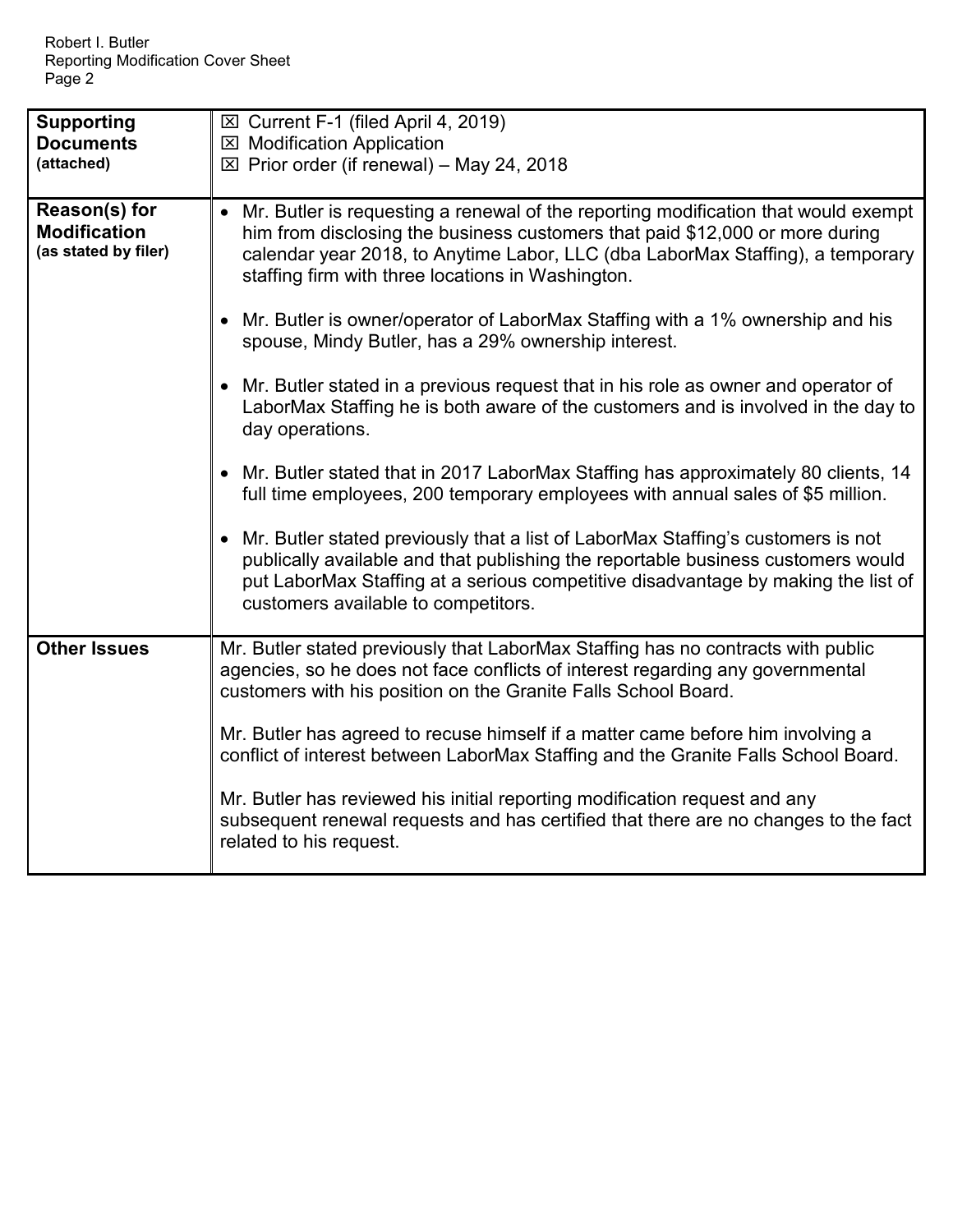| | |
|---|---|
| **Supporting Documents** (attached) | ☒ Current F-1 (filed April 4, 2019)<br>☒ Modification Application<br>☒ Prior order (if renewal) – May 24, 2018 |
| **Reason(s) for Modification** (as stated by filer) | • Mr. Butler is requesting a renewal of the reporting modification that would exempt him from disclosing the business customers that paid $12,000 or more during calendar year 2018, to Anytime Labor, LLC (dba LaborMax Staffing), a temporary staffing firm with three locations in Washington.<br><br>• Mr. Butler is owner/operator of LaborMax Staffing with a 1% ownership and his spouse, Mindy Butler, has a 29% ownership interest.<br><br>• Mr. Butler stated in a previous request that in his role as owner and operator of LaborMax Staffing he is both aware of the customers and is involved in the day to day operations.<br><br>• Mr. Butler stated that in 2017 LaborMax Staffing has approximately 80 clients, 14 full time employees, 200 temporary employees with annual sales of $5 million.<br><br>• Mr. Butler stated previously that a list of LaborMax Staffing's customers is not publically available and that publishing the reportable business customers would put LaborMax Staffing at a serious competitive disadvantage by making the list of customers available to competitors. |
| **Other Issues** | Mr. Butler stated previously that LaborMax Staffing has no contracts with public agencies, so he does not face conflicts of interest regarding any governmental customers with his position on the Granite Falls School Board.<br><br>Mr. Butler has agreed to recuse himself if a matter came before him involving a conflict of interest between LaborMax Staffing and the Granite Falls School Board.<br><br>Mr. Butler has reviewed his initial reporting modification request and any subsequent renewal requests and has certified that there are no changes to the fact related to his request. |